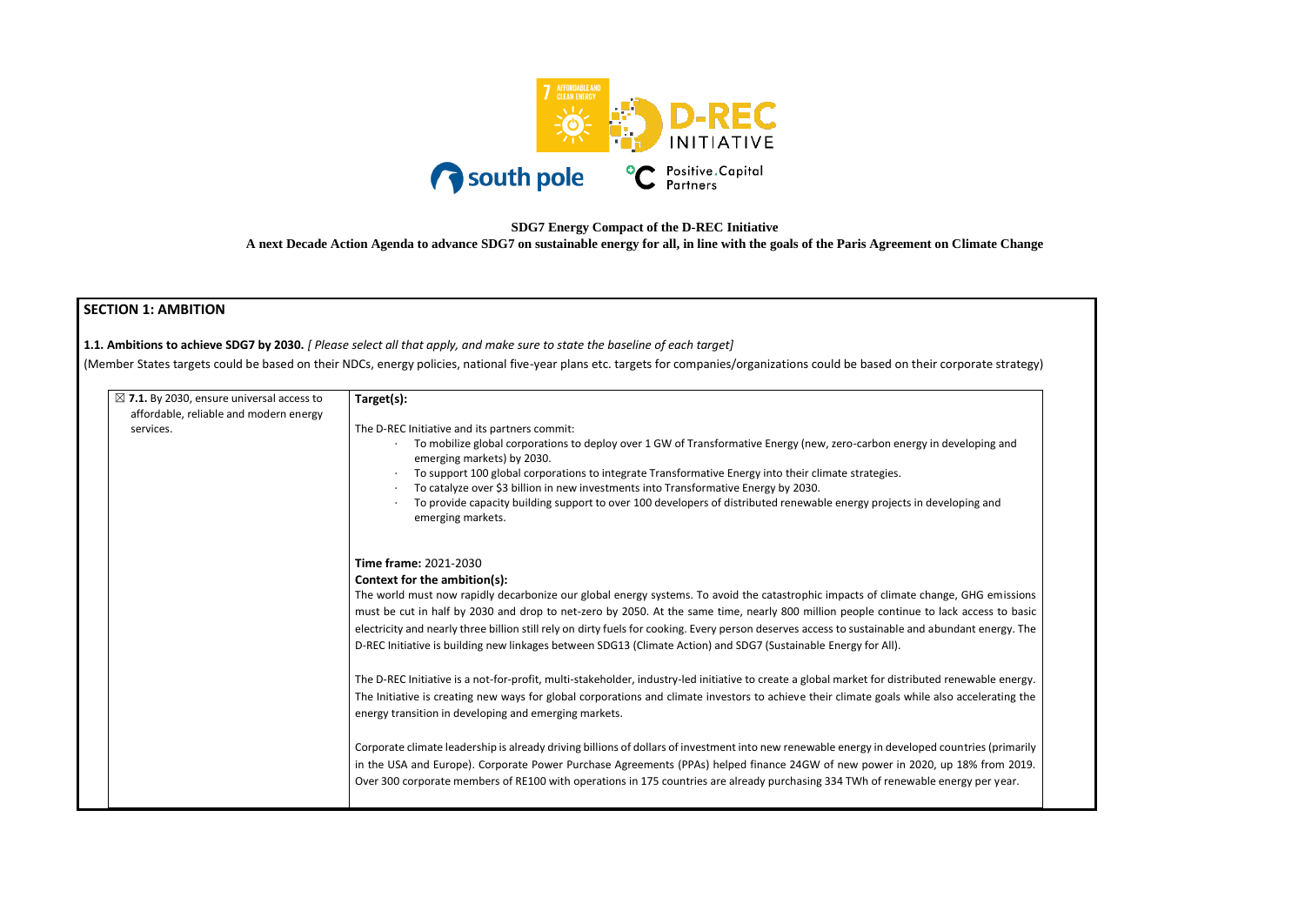**SDG7 Energy Compact of the D-REC Initiative**

**A next Decade Action Agenda to advance SDG7 on sustainable energy for all, in line with the goals of the Paris Agreement on Climate Change**

## SECTION 1: AMBITION

**1.1. Ambitions to achieve SDG7 by 2030.** *[ Please select all that apply, and make sure to state the baseline of each target]*

(Member States targets could be based on their NDCs, energy policies, national five-year plans etc. targets for companies/organizations could be based on their corporate strategy)

| | |
|---|---|
| ☒ **7.1.** By 2030, ensure universal access to affordable, reliable and modern energy services. | **Target(s):**<br><br>The D-REC Initiative and its partners commit:<br>· To mobilize global corporations to deploy over 1 GW of Transformative Energy (new, zero-carbon energy in developing and emerging markets) by 2030.<br>· To support 100 global corporations to integrate Transformative Energy into their climate strategies.<br>· To catalyze over $3 billion in new investments into Transformative Energy by 2030.<br>· To provide capacity building support to over 100 developers of distributed renewable energy projects in developing and emerging markets.<br><br>**Time frame:** 2021-2030<br>**Context for the ambition(s):**<br>The world must now rapidly decarbonize our global energy systems. To avoid the catastrophic impacts of climate change, GHG emissions must be cut in half by 2030 and drop to net-zero by 2050. At the same time, nearly 800 million people continue to lack access to basic electricity and nearly three billion still rely on dirty fuels for cooking. Every person deserves access to sustainable and abundant energy. The D-REC Initiative is building new linkages between SDG13 (Climate Action) and SDG7 (Sustainable Energy for All).<br><br>The D-REC Initiative is a not-for-profit, multi-stakeholder, industry-led initiative to create a global market for distributed renewable energy. The Initiative is creating new ways for global corporations and climate investors to achieve their climate goals while also accelerating the energy transition in developing and emerging markets.<br><br>Corporate climate leadership is already driving billions of dollars of investment into new renewable energy in developed countries (primarily in the USA and Europe). Corporate Power Purchase Agreements (PPAs) helped finance 24GW of new power in 2020, up 18% from 2019. Over 300 corporate members of RE100 with operations in 175 countries are already purchasing 334 TWh of renewable energy per year. |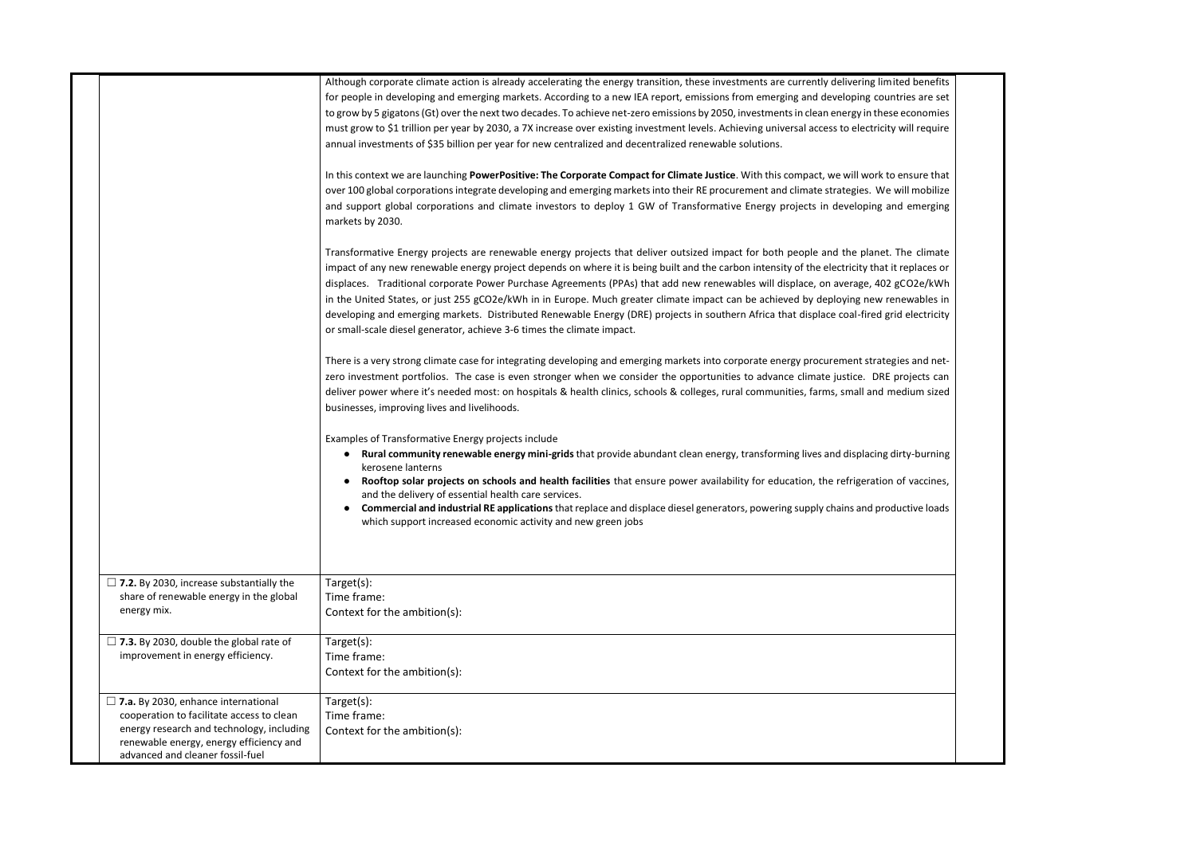| | |
|---|---|
| | Although corporate climate action is already accelerating the energy transition, these investments are currently delivering limited benefits for people in developing and emerging markets. According to a new IEA report, emissions from emerging and developing countries are set to grow by 5 gigatons (Gt) over the next two decades. To achieve net-zero emissions by 2050, investments in clean energy in these economies must grow to \$1 trillion per year by 2030, a 7X increase over existing investment levels. Achieving universal access to electricity will require annual investments of \$35 billion per year for new centralized and decentralized renewable solutions.<br><br>In this context we are launching **PowerPositive: The Corporate Compact for Climate Justice**. With this compact, we will work to ensure that over 100 global corporations integrate developing and emerging markets into their RE procurement and climate strategies. We will mobilize and support global corporations and climate investors to deploy 1 GW of Transformative Energy projects in developing and emerging markets by 2030.<br><br>Transformative Energy projects are renewable energy projects that deliver outsized impact for both people and the planet. The climate impact of any new renewable energy project depends on where it is being built and the carbon intensity of the electricity that it replaces or displaces. Traditional corporate Power Purchase Agreements (PPAs) that add new renewables will displace, on average, 402 gCO2e/kWh in the United States, or just 255 gCO2e/kWh in in Europe. Much greater climate impact can be achieved by deploying new renewables in developing and emerging markets. Distributed Renewable Energy (DRE) projects in southern Africa that displace coal-fired grid electricity or small-scale diesel generator, achieve 3-6 times the climate impact.<br><br>There is a very strong climate case for integrating developing and emerging markets into corporate energy procurement strategies and net-zero investment portfolios. The case is even stronger when we consider the opportunities to advance climate justice. DRE projects can deliver power where it's needed most: on hospitals & health clinics, schools & colleges, rural communities, farms, small and medium sized businesses, improving lives and livelihoods.<br><br>Examples of Transformative Energy projects include<br>● **Rural community renewable energy mini-grids** that provide abundant clean energy, transforming lives and displacing dirty-burning kerosene lanterns<br>● **Rooftop solar projects on schools and health facilities** that ensure power availability for education, the refrigeration of vaccines, and the delivery of essential health care services.<br>● **Commercial and industrial RE applications** that replace and displace diesel generators, powering supply chains and productive loads which support increased economic activity and new green jobs |
| ☐ **7.2.** By 2030, increase substantially the share of renewable energy in the global energy mix. | Target(s):<br>Time frame:<br>Context for the ambition(s): |
| ☐ **7.3.** By 2030, double the global rate of improvement in energy efficiency. | Target(s):<br>Time frame:<br>Context for the ambition(s): |
| ☐ **7.a.** By 2030, enhance international cooperation to facilitate access to clean energy research and technology, including renewable energy, energy efficiency and advanced and cleaner fossil-fuel | Target(s):<br>Time frame:<br>Context for the ambition(s): |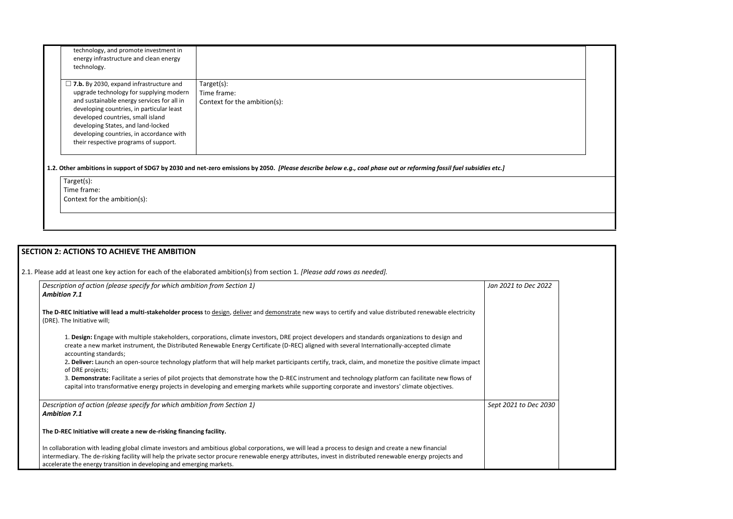| | |
|---|---|
| technology, and promote investment in energy infrastructure and clean energy technology. | |
| ☐ **7.b.** By 2030, expand infrastructure and upgrade technology for supplying modern and sustainable energy services for all in developing countries, in particular least developed countries, small island developing States, and land-locked developing countries, in accordance with their respective programs of support. | Target(s):<br>Time frame:<br>Context for the ambition(s): |

**1.2. Other ambitions in support of SDG7 by 2030 and net-zero emissions by 2050.** ***[Please describe below e.g., coal phase out or reforming fossil fuel subsidies etc.]***

Target(s):
Time frame:
Context for the ambition(s):

## SECTION 2: ACTIONS TO ACHIEVE THE AMBITION

2.1. Please add at least one key action for each of the elaborated ambition(s) from section 1. *[Please add rows as needed].*

| | |
|---|---|
| *Description of action (please specify for which ambition from Section 1)*<br>***Ambition 7.1***<br><br>**The D-REC Initiative will lead a multi-stakeholder process** to <u>design</u>, <u>deliver</u> and <u>demonstrate</u> new ways to certify and value distributed renewable electricity (DRE). The Initiative will;<br><br>1. **Design:** Engage with multiple stakeholders, corporations, climate investors, DRE project developers and standards organizations to design and create a new market instrument, the Distributed Renewable Energy Certificate (D-REC) aligned with several Internationally-accepted climate accounting standards;<br>2. **Deliver:** Launch an open-source technology platform that will help market participants certify, track, claim, and monetize the positive climate impact of DRE projects;<br>3. **Demonstrate:** Facilitate a series of pilot projects that demonstrate how the D-REC instrument and technology platform can facilitate new flows of capital into transformative energy projects in developing and emerging markets while supporting corporate and investors' climate objectives. | *Jan 2021 to Dec 2022* |
| *Description of action (please specify for which ambition from Section 1)*<br>***Ambition 7.1***<br><br>**The D-REC Initiative will create a new de-risking financing facility.**<br><br>In collaboration with leading global climate investors and ambitious global corporations, we will lead a process to design and create a new financial intermediary. The de-risking facility will help the private sector procure renewable energy attributes, invest in distributed renewable energy projects and accelerate the energy transition in developing and emerging markets. | *Sept 2021 to Dec 2030* |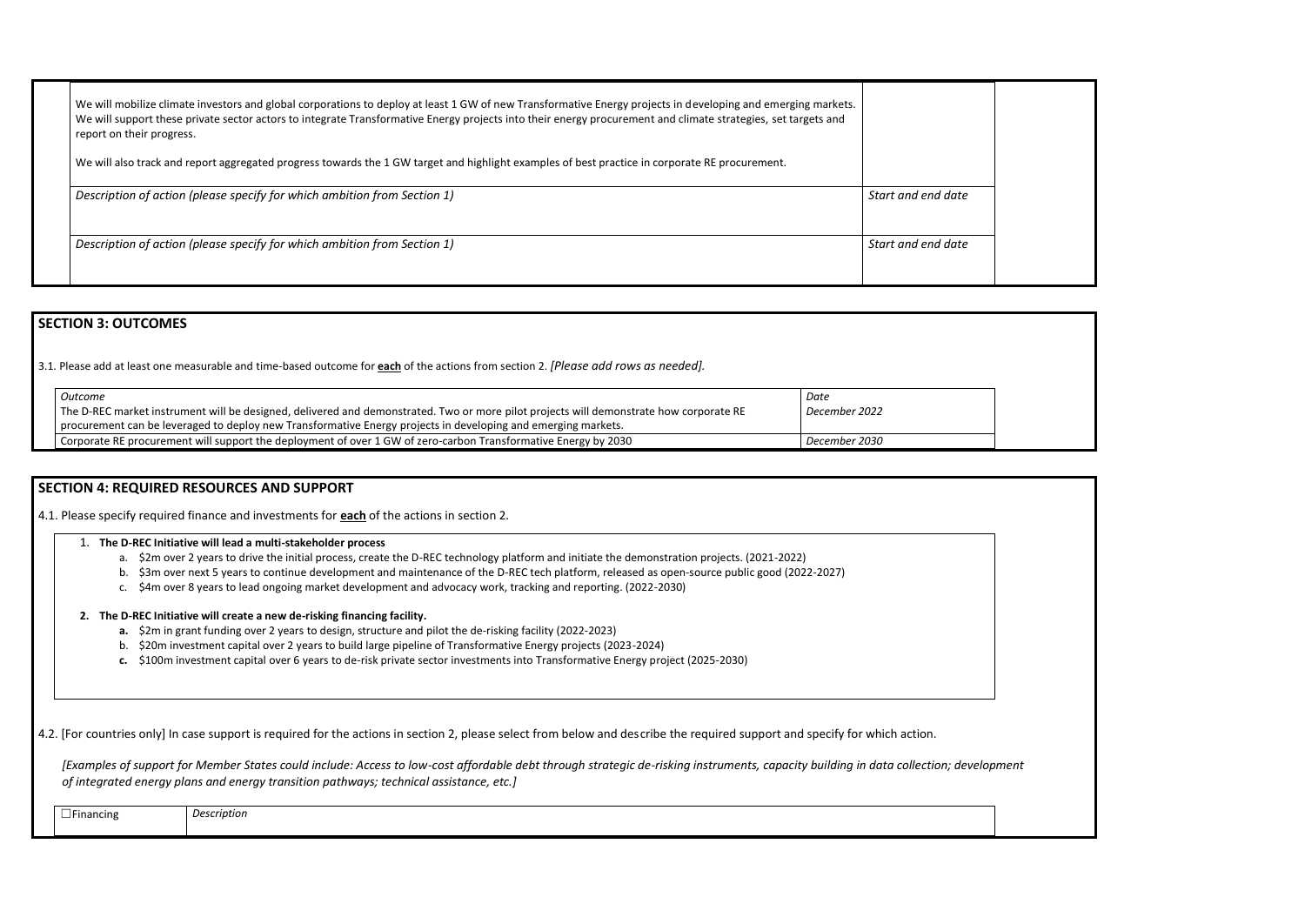| | |
|---|---|
| We will mobilize climate investors and global corporations to deploy at least 1 GW of new Transformative Energy projects in developing and emerging markets. We will support these private sector actors to integrate Transformative Energy projects into their energy procurement and climate strategies, set targets and report on their progress.<br><br>We will also track and report aggregated progress towards the 1 GW target and highlight examples of best practice in corporate RE procurement. | |
| *Description of action (please specify for which ambition from Section 1)* | *Start and end date* |
| *Description of action (please specify for which ambition from Section 1)* | *Start and end date* |

## SECTION 3: OUTCOMES

3.1. Please add at least one measurable and time-based outcome for **each** of the actions from section 2. *[Please add rows as needed].*

| *Outcome* | *Date* |
|---|---|
| The D-REC market instrument will be designed, delivered and demonstrated. Two or more pilot projects will demonstrate how corporate RE procurement can be leveraged to deploy new Transformative Energy projects in developing and emerging markets. | *December 2022* |
| Corporate RE procurement will support the deployment of over 1 GW of zero-carbon Transformative Energy by 2030 | *December 2030* |

## SECTION 4: REQUIRED RESOURCES AND SUPPORT

4.1. Please specify required finance and investments for **each** of the actions in section 2.

1. **The D-REC Initiative will lead a multi-stakeholder process**
   a. $2m over 2 years to drive the initial process, create the D-REC technology platform and initiate the demonstration projects. (2021-2022)
   b. $3m over next 5 years to continue development and maintenance of the D-REC tech platform, released as open-source public good (2022-2027)
   c. $4m over 8 years to lead ongoing market development and advocacy work, tracking and reporting. (2022-2030)

2. **The D-REC Initiative will create a new de-risking financing facility.**
   **a.** $2m in grant funding over 2 years to design, structure and pilot the de-risking facility (2022-2023)
   b. $20m investment capital over 2 years to build large pipeline of Transformative Energy projects (2023-2024)
   **c.** $100m investment capital over 6 years to de-risk private sector investments into Transformative Energy project (2025-2030)

4.2. [For countries only] In case support is required for the actions in section 2, please select from below and describe the required support and specify for which action.

*[Examples of support for Member States could include: Access to low-cost affordable debt through strategic de-risking instruments, capacity building in data collection; development of integrated energy plans and energy transition pathways; technical assistance, etc.]*

| ☐Financing | *Description* |
|---|---|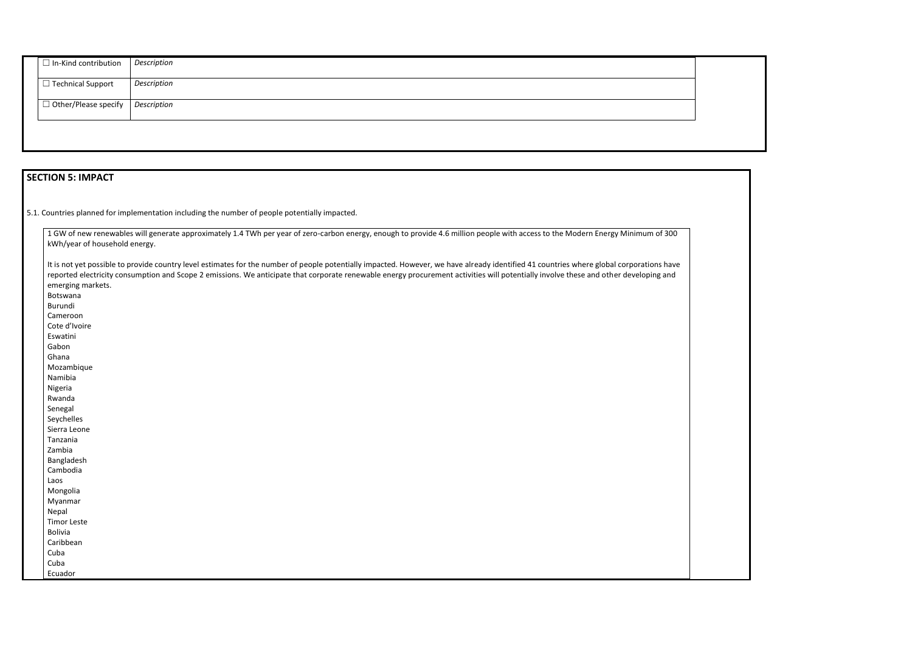| ☐ In-Kind contribution | *Description* |
|---|---|
| ☐ Technical Support | *Description* |
| ☐ Other/Please specify | *Description* |

## SECTION 5: IMPACT

5.1. Countries planned for implementation including the number of people potentially impacted.

1 GW of new renewables will generate approximately 1.4 TWh per year of zero-carbon energy, enough to provide 4.6 million people with access to the Modern Energy Minimum of 300 kWh/year of household energy.

It is not yet possible to provide country level estimates for the number of people potentially impacted. However, we have already identified 41 countries where global corporations have reported electricity consumption and Scope 2 emissions. We anticipate that corporate renewable energy procurement activities will potentially involve these and other developing and emerging markets.

Botswana
Burundi
Cameroon
Cote d'Ivoire
Eswatini
Gabon
Ghana
Mozambique
Namibia
Nigeria
Rwanda
Senegal
Seychelles
Sierra Leone
Tanzania
Zambia
Bangladesh
Cambodia
Laos
Mongolia
Myanmar
Nepal
Timor Leste
Bolivia
Caribbean
Cuba
Cuba
Ecuador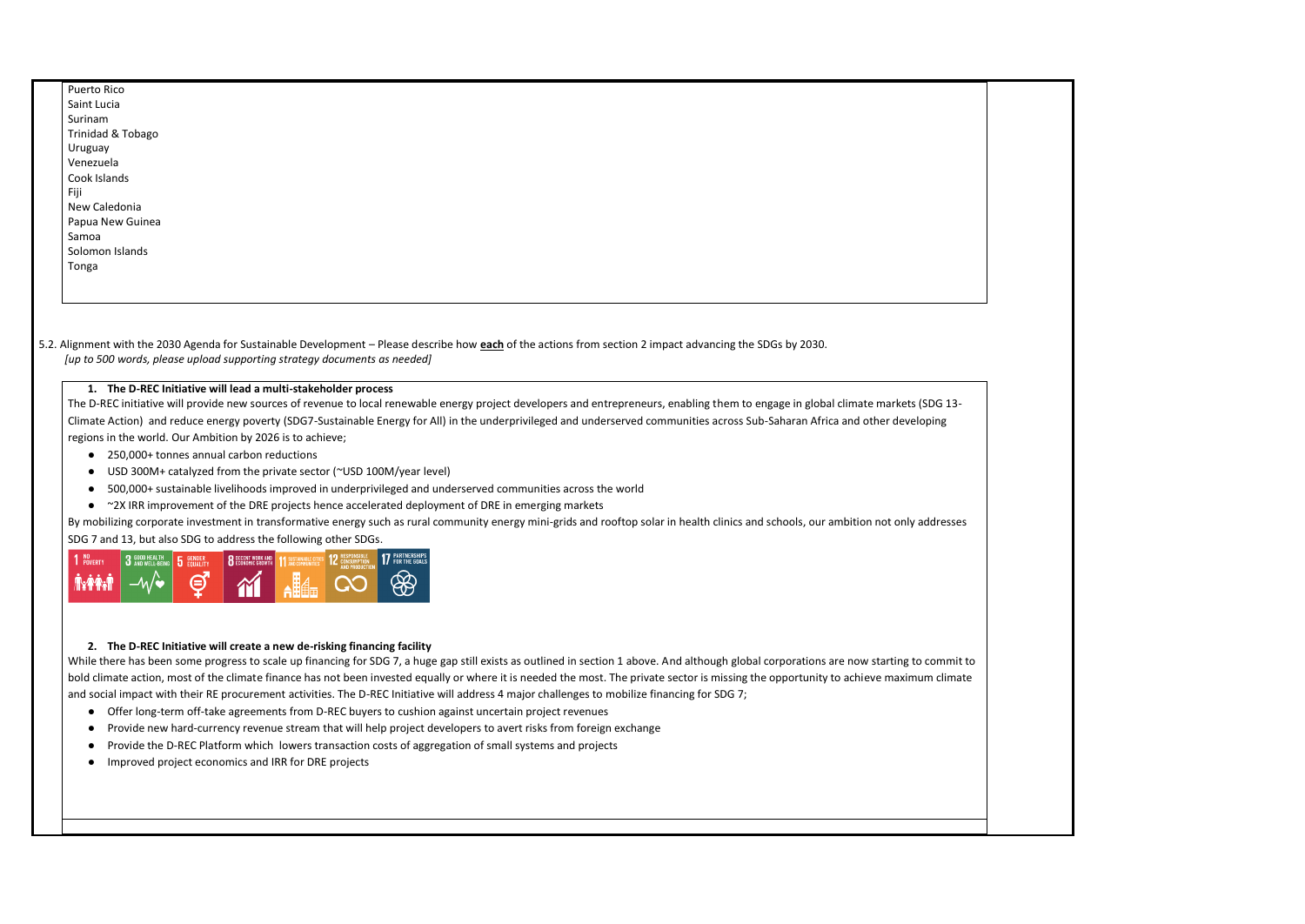Puerto Rico
Saint Lucia
Surinam
Trinidad & Tobago
Uruguay
Venezuela
Cook Islands
Fiji
New Caledonia
Papua New Guinea
Samoa
Solomon Islands
Tonga

5.2. Alignment with the 2030 Agenda for Sustainable Development – Please describe how **each** of the actions from section 2 impact advancing the SDGs by 2030.
*[up to 500 words, please upload supporting strategy documents as needed]*

**1. The D-REC Initiative will lead a multi-stakeholder process**

The D-REC initiative will provide new sources of revenue to local renewable energy project developers and entrepreneurs, enabling them to engage in global climate markets (SDG 13- Climate Action) and reduce energy poverty (SDG7-Sustainable Energy for All) in the underprivileged and underserved communities across Sub-Saharan Africa and other developing regions in the world. Our Ambition by 2026 is to achieve;

- 250,000+ tonnes annual carbon reductions
- USD 300M+ catalyzed from the private sector (~USD 100M/year level)
- 500,000+ sustainable livelihoods improved in underprivileged and underserved communities across the world
- ~2X IRR improvement of the DRE projects hence accelerated deployment of DRE in emerging markets

By mobilizing corporate investment in transformative energy such as rural community energy mini-grids and rooftop solar in health clinics and schools, our ambition not only addresses SDG 7 and 13, but also SDG to address the following other SDGs.

1 NO POVERTY | 3 GOOD HEALTH AND WELL-BEING | 5 GENDER EQUALITY | 8 DECENT WORK AND ECONOMIC GROWTH | 11 SUSTAINABLE CITIES AND COMMUNITIES | 12 RESPONSIBLE CONSUMPTION AND PRODUCTION | 17 PARTNERSHIPS FOR THE GOALS

**2. The D-REC Initiative will create a new de-risking financing facility**

While there has been some progress to scale up financing for SDG 7, a huge gap still exists as outlined in section 1 above. And although global corporations are now starting to commit to bold climate action, most of the climate finance has not been invested equally or where it is needed the most. The private sector is missing the opportunity to achieve maximum climate and social impact with their RE procurement activities. The D-REC Initiative will address 4 major challenges to mobilize financing for SDG 7;

- Offer long-term off-take agreements from D-REC buyers to cushion against uncertain project revenues
- Provide new hard-currency revenue stream that will help project developers to avert risks from foreign exchange
- Provide the D-REC Platform which lowers transaction costs of aggregation of small systems and projects
- Improved project economics and IRR for DRE projects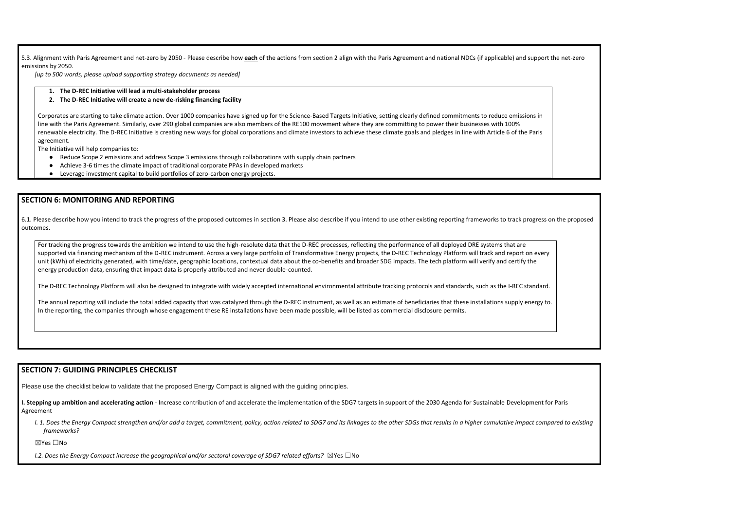5.3. Alignment with Paris Agreement and net-zero by 2050 - Please describe how **each** of the actions from section 2 align with the Paris Agreement and national NDCs (if applicable) and support the net-zero emissions by 2050.

*[up to 500 words, please upload supporting strategy documents as needed]*

1. **The D-REC Initiative will lead a multi-stakeholder process**
2. **The D-REC Initiative will create a new de-risking financing facility**

Corporates are starting to take climate action. Over 1000 companies have signed up for the Science-Based Targets Initiative, setting clearly defined commitments to reduce emissions in line with the Paris Agreement. Similarly, over 290 global companies are also members of the RE100 movement where they are committing to power their businesses with 100% renewable electricity. The D-REC Initiative is creating new ways for global corporations and climate investors to achieve these climate goals and pledges in line with Article 6 of the Paris agreement.

The Initiative will help companies to:

- Reduce Scope 2 emissions and address Scope 3 emissions through collaborations with supply chain partners
- Achieve 3-6 times the climate impact of traditional corporate PPAs in developed markets
- Leverage investment capital to build portfolios of zero-carbon energy projects.

## SECTION 6: MONITORING AND REPORTING

6.1. Please describe how you intend to track the progress of the proposed outcomes in section 3. Please also describe if you intend to use other existing reporting frameworks to track progress on the proposed outcomes.

For tracking the progress towards the ambition we intend to use the high-resolute data that the D-REC processes, reflecting the performance of all deployed DRE systems that are supported via financing mechanism of the D-REC instrument. Across a very large portfolio of Transformative Energy projects, the D-REC Technology Platform will track and report on every unit (kWh) of electricity generated, with time/date, geographic locations, contextual data about the co-benefits and broader SDG impacts. The tech platform will verify and certify the energy production data, ensuring that impact data is properly attributed and never double-counted.

The D-REC Technology Platform will also be designed to integrate with widely accepted international environmental attribute tracking protocols and standards, such as the I-REC standard.

The annual reporting will include the total added capacity that was catalyzed through the D-REC instrument, as well as an estimate of beneficiaries that these installations supply energy to. In the reporting, the companies through whose engagement these RE installations have been made possible, will be listed as commercial disclosure permits.

## SECTION 7: GUIDING PRINCIPLES CHECKLIST

Please use the checklist below to validate that the proposed Energy Compact is aligned with the guiding principles.

**I. Stepping up ambition and accelerating action** - Increase contribution of and accelerate the implementation of the SDG7 targets in support of the 2030 Agenda for Sustainable Development for Paris Agreement

*I. 1. Does the Energy Compact strengthen and/or add a target, commitment, policy, action related to SDG7 and its linkages to the other SDGs that results in a higher cumulative impact compared to existing frameworks?*

☒Yes ☐No

*I.2. Does the Energy Compact increase the geographical and/or sectoral coverage of SDG7 related efforts?* ☒Yes ☐No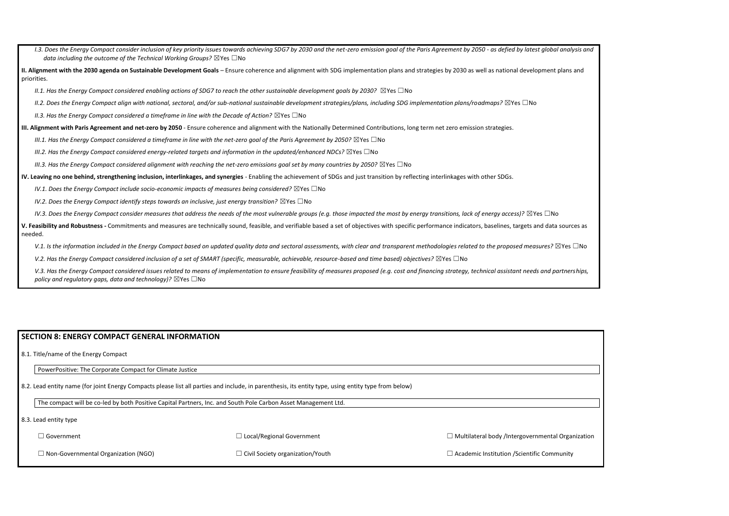*I.3. Does the Energy Compact consider inclusion of key priority issues towards achieving SDG7 by 2030 and the net-zero emission goal of the Paris Agreement by 2050 - as defied by latest global analysis and data including the outcome of the Technical Working Groups?* ☒Yes ☐No

**II. Alignment with the 2030 agenda on Sustainable Development Goals** – Ensure coherence and alignment with SDG implementation plans and strategies by 2030 as well as national development plans and priorities.

*II.1. Has the Energy Compact considered enabling actions of SDG7 to reach the other sustainable development goals by 2030?* ☒Yes ☐No

*II.2. Does the Energy Compact align with national, sectoral, and/or sub-national sustainable development strategies/plans, including SDG implementation plans/roadmaps?* ☒Yes ☐No

*II.3. Has the Energy Compact considered a timeframe in line with the Decade of Action?* ☒Yes ☐No

**III. Alignment with Paris Agreement and net-zero by 2050** - Ensure coherence and alignment with the Nationally Determined Contributions, long term net zero emission strategies.

*III.1. Has the Energy Compact considered a timeframe in line with the net-zero goal of the Paris Agreement by 2050?* ☒Yes ☐No

*III.2. Has the Energy Compact considered energy-related targets and information in the updated/enhanced NDCs?* ☒Yes ☐No

*III.3. Has the Energy Compact considered alignment with reaching the net-zero emissions goal set by many countries by 2050?* ☒Yes ☐No

**IV. Leaving no one behind, strengthening inclusion, interlinkages, and synergies** - Enabling the achievement of SDGs and just transition by reflecting interlinkages with other SDGs.

*IV.1. Does the Energy Compact include socio-economic impacts of measures being considered?* ☒Yes ☐No

*IV.2. Does the Energy Compact identify steps towards an inclusive, just energy transition?* ☒Yes ☐No

*IV.3. Does the Energy Compact consider measures that address the needs of the most vulnerable groups (e.g. those impacted the most by energy transitions, lack of energy access)?* ☒Yes ☐No

**V. Feasibility and Robustness -** Commitments and measures are technically sound, feasible, and verifiable based a set of objectives with specific performance indicators, baselines, targets and data sources as needed.

*V.1. Is the information included in the Energy Compact based on updated quality data and sectoral assessments, with clear and transparent methodologies related to the proposed measures?* ☒Yes ☐No

*V.2. Has the Energy Compact considered inclusion of a set of SMART (specific, measurable, achievable, resource-based and time based) objectives?* ☒Yes ☐No

*V.3. Has the Energy Compact considered issues related to means of implementation to ensure feasibility of measures proposed (e.g. cost and financing strategy, technical assistant needs and partnerships, policy and regulatory gaps, data and technology)?* ☒Yes ☐No

## SECTION 8: ENERGY COMPACT GENERAL INFORMATION

8.1. Title/name of the Energy Compact

PowerPositive: The Corporate Compact for Climate Justice

8.2. Lead entity name (for joint Energy Compacts please list all parties and include, in parenthesis, its entity type, using entity type from below)

The compact will be co-led by both Positive Capital Partners, Inc. and South Pole Carbon Asset Management Ltd.

8.3. Lead entity type

| | | |
|---|---|---|
| ☐ Government | ☐ Local/Regional Government | ☐ Multilateral body /Intergovernmental Organization |
| ☐ Non-Governmental Organization (NGO) | ☐ Civil Society organization/Youth | ☐ Academic Institution /Scientific Community |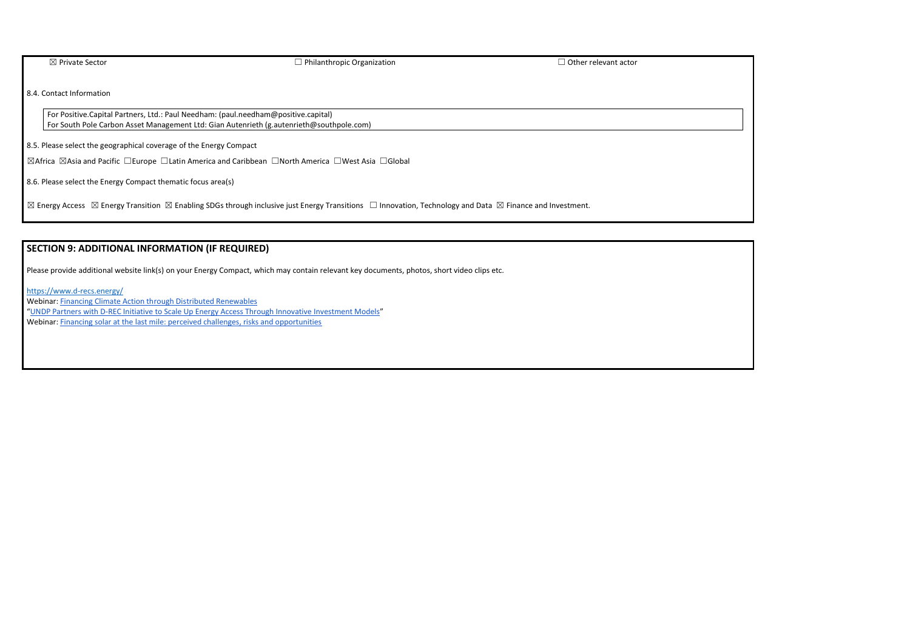☒ Private Sector ☐ Philanthropic Organization ☐ Other relevant actor

8.4. Contact Information

For Positive.Capital Partners, Ltd.: Paul Needham: (paul.needham@positive.capital)
For South Pole Carbon Asset Management Ltd: Gian Autenrieth (g.autenrieth@southpole.com)

8.5. Please select the geographical coverage of the Energy Compact

☒Africa ☒Asia and Pacific ☐Europe ☐Latin America and Caribbean ☐North America ☐West Asia ☐Global

8.6. Please select the Energy Compact thematic focus area(s)

☒ Energy Access ☒ Energy Transition ☒ Enabling SDGs through inclusive just Energy Transitions ☐ Innovation, Technology and Data ☒ Finance and Investment.

## SECTION 9: ADDITIONAL INFORMATION (IF REQUIRED)

Please provide additional website link(s) on your Energy Compact, which may contain relevant key documents, photos, short video clips etc.

https://www.d-recs.energy/
Webinar: Financing Climate Action through Distributed Renewables
"UNDP Partners with D-REC Initiative to Scale Up Energy Access Through Innovative Investment Models"
Webinar: Financing solar at the last mile: perceived challenges, risks and opportunities